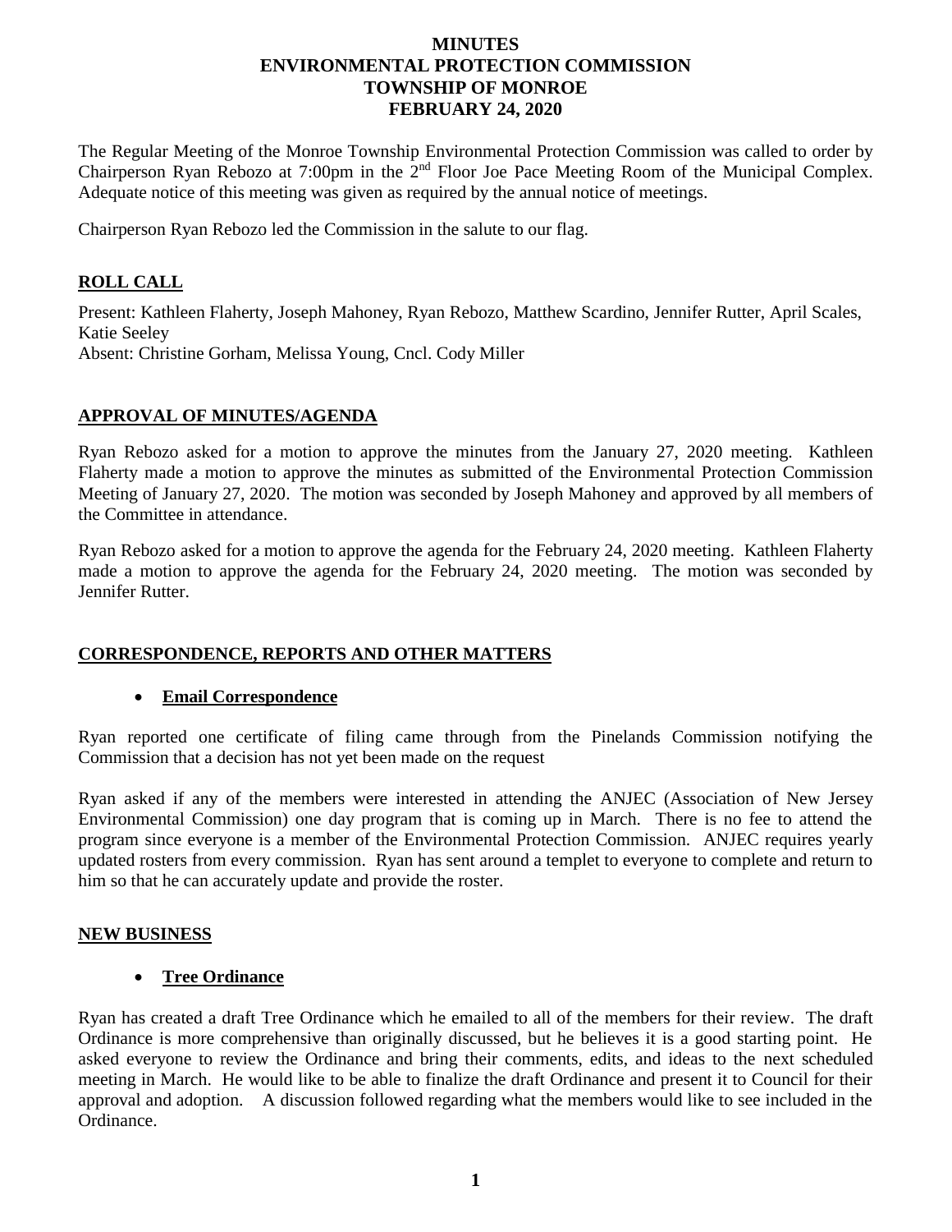# MINUTES
# ENVIRONMENTAL PROTECTION COMMISSION
# TOWNSHIP OF MONROE
# FEBRUARY 24, 2020

The Regular Meeting of the Monroe Township Environmental Protection Commission was called to order by Chairperson Ryan Rebozo at 7:00pm in the 2nd Floor Joe Pace Meeting Room of the Municipal Complex. Adequate notice of this meeting was given as required by the annual notice of meetings.

Chairperson Ryan Rebozo led the Commission in the salute to our flag.

## ROLL CALL

Present: Kathleen Flaherty, Joseph Mahoney, Ryan Rebozo, Matthew Scardino, Jennifer Rutter, April Scales, Katie Seeley
Absent: Christine Gorham, Melissa Young, Cncl. Cody Miller

## APPROVAL OF MINUTES/AGENDA

Ryan Rebozo asked for a motion to approve the minutes from the January 27, 2020 meeting. Kathleen Flaherty made a motion to approve the minutes as submitted of the Environmental Protection Commission Meeting of January 27, 2020. The motion was seconded by Joseph Mahoney and approved by all members of the Committee in attendance.

Ryan Rebozo asked for a motion to approve the agenda for the February 24, 2020 meeting. Kathleen Flaherty made a motion to approve the agenda for the February 24, 2020 meeting. The motion was seconded by Jennifer Rutter.

## CORRESPONDENCE, REPORTS AND OTHER MATTERS

- **Email Correspondence**

Ryan reported one certificate of filing came through from the Pinelands Commission notifying the Commission that a decision has not yet been made on the request

Ryan asked if any of the members were interested in attending the ANJEC (Association of New Jersey Environmental Commission) one day program that is coming up in March. There is no fee to attend the program since everyone is a member of the Environmental Protection Commission. ANJEC requires yearly updated rosters from every commission. Ryan has sent around a templet to everyone to complete and return to him so that he can accurately update and provide the roster.

## NEW BUSINESS

- **Tree Ordinance**

Ryan has created a draft Tree Ordinance which he emailed to all of the members for their review. The draft Ordinance is more comprehensive than originally discussed, but he believes it is a good starting point. He asked everyone to review the Ordinance and bring their comments, edits, and ideas to the next scheduled meeting in March. He would like to be able to finalize the draft Ordinance and present it to Council for their approval and adoption. A discussion followed regarding what the members would like to see included in the Ordinance.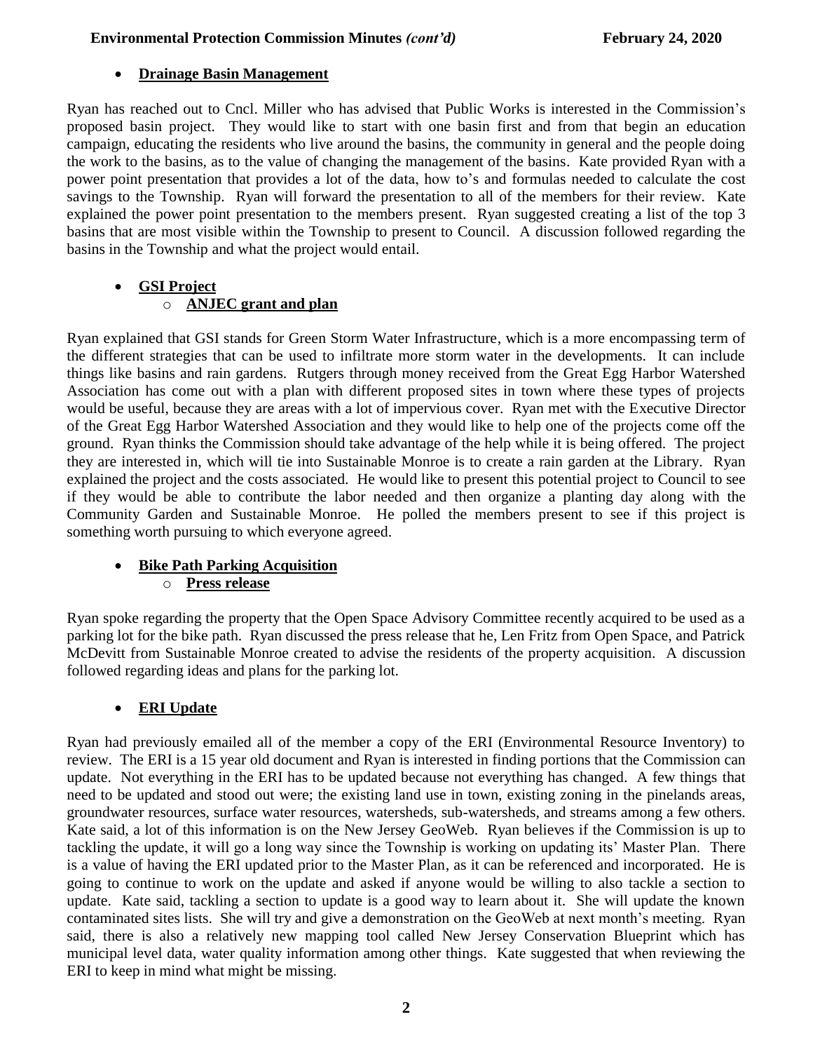- **Drainage Basin Management**

Ryan has reached out to Cncl. Miller who has advised that Public Works is interested in the Commission's proposed basin project. They would like to start with one basin first and from that begin an education campaign, educating the residents who live around the basins, the community in general and the people doing the work to the basins, as to the value of changing the management of the basins. Kate provided Ryan with a power point presentation that provides a lot of the data, how to's and formulas needed to calculate the cost savings to the Township. Ryan will forward the presentation to all of the members for their review. Kate explained the power point presentation to the members present. Ryan suggested creating a list of the top 3 basins that are most visible within the Township to present to Council. A discussion followed regarding the basins in the Township and what the project would entail.

- **GSI Project**
  - **ANJEC grant and plan**

Ryan explained that GSI stands for Green Storm Water Infrastructure, which is a more encompassing term of the different strategies that can be used to infiltrate more storm water in the developments. It can include things like basins and rain gardens. Rutgers through money received from the Great Egg Harbor Watershed Association has come out with a plan with different proposed sites in town where these types of projects would be useful, because they are areas with a lot of impervious cover. Ryan met with the Executive Director of the Great Egg Harbor Watershed Association and they would like to help one of the projects come off the ground. Ryan thinks the Commission should take advantage of the help while it is being offered. The project they are interested in, which will tie into Sustainable Monroe is to create a rain garden at the Library. Ryan explained the project and the costs associated. He would like to present this potential project to Council to see if they would be able to contribute the labor needed and then organize a planting day along with the Community Garden and Sustainable Monroe. He polled the members present to see if this project is something worth pursuing to which everyone agreed.

- **Bike Path Parking Acquisition**
  - **Press release**

Ryan spoke regarding the property that the Open Space Advisory Committee recently acquired to be used as a parking lot for the bike path. Ryan discussed the press release that he, Len Fritz from Open Space, and Patrick McDevitt from Sustainable Monroe created to advise the residents of the property acquisition. A discussion followed regarding ideas and plans for the parking lot.

- **ERI Update**

Ryan had previously emailed all of the member a copy of the ERI (Environmental Resource Inventory) to review. The ERI is a 15 year old document and Ryan is interested in finding portions that the Commission can update. Not everything in the ERI has to be updated because not everything has changed. A few things that need to be updated and stood out were; the existing land use in town, existing zoning in the pinelands areas, groundwater resources, surface water resources, watersheds, sub-watersheds, and streams among a few others. Kate said, a lot of this information is on the New Jersey GeoWeb. Ryan believes if the Commission is up to tackling the update, it will go a long way since the Township is working on updating its' Master Plan. There is a value of having the ERI updated prior to the Master Plan, as it can be referenced and incorporated. He is going to continue to work on the update and asked if anyone would be willing to also tackle a section to update. Kate said, tackling a section to update is a good way to learn about it. She will update the known contaminated sites lists. She will try and give a demonstration on the GeoWeb at next month's meeting. Ryan said, there is also a relatively new mapping tool called New Jersey Conservation Blueprint which has municipal level data, water quality information among other things. Kate suggested that when reviewing the ERI to keep in mind what might be missing.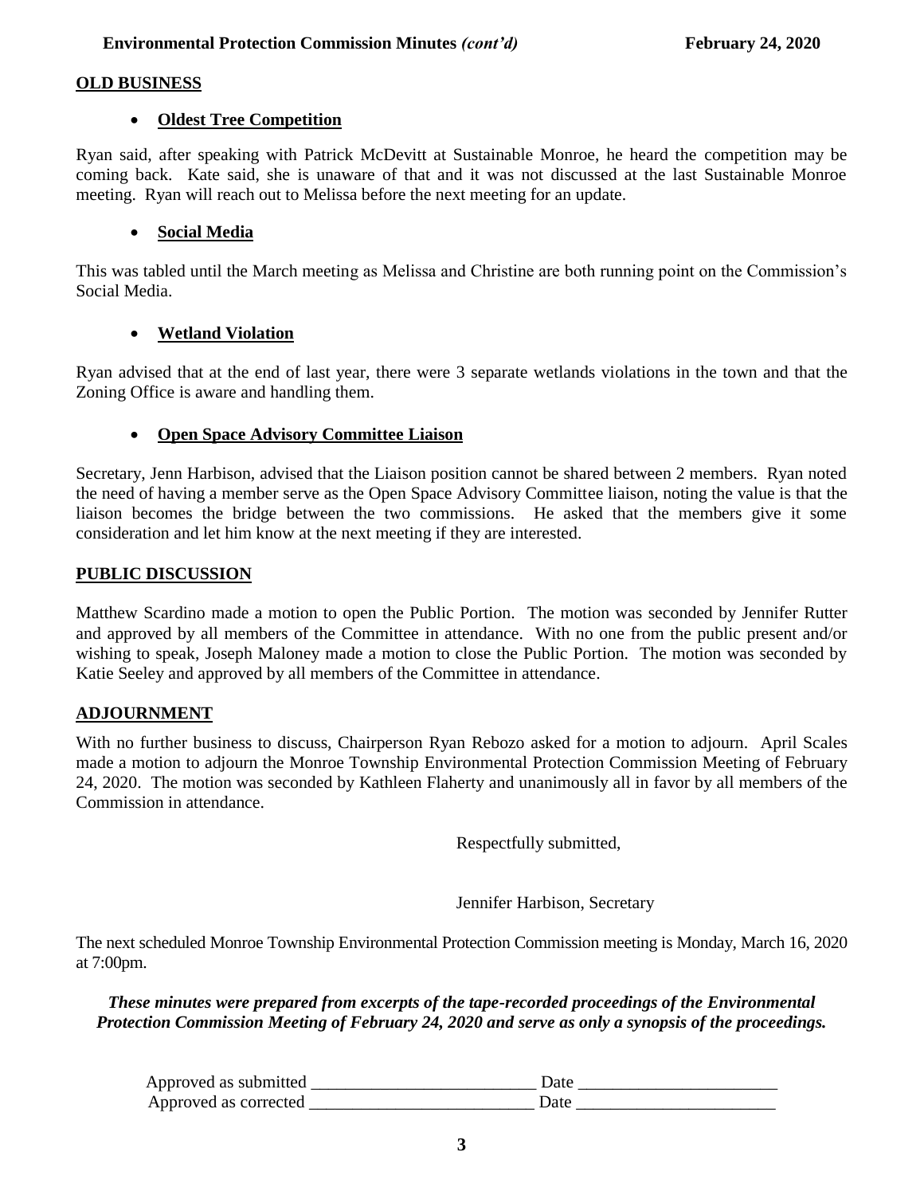## OLD BUSINESS

- **Oldest Tree Competition**

Ryan said, after speaking with Patrick McDevitt at Sustainable Monroe, he heard the competition may be coming back. Kate said, she is unaware of that and it was not discussed at the last Sustainable Monroe meeting. Ryan will reach out to Melissa before the next meeting for an update.

- **Social Media**

This was tabled until the March meeting as Melissa and Christine are both running point on the Commission's Social Media.

- **Wetland Violation**

Ryan advised that at the end of last year, there were 3 separate wetlands violations in the town and that the Zoning Office is aware and handling them.

- **Open Space Advisory Committee Liaison**

Secretary, Jenn Harbison, advised that the Liaison position cannot be shared between 2 members. Ryan noted the need of having a member serve as the Open Space Advisory Committee liaison, noting the value is that the liaison becomes the bridge between the two commissions. He asked that the members give it some consideration and let him know at the next meeting if they are interested.

## PUBLIC DISCUSSION

Matthew Scardino made a motion to open the Public Portion. The motion was seconded by Jennifer Rutter and approved by all members of the Committee in attendance. With no one from the public present and/or wishing to speak, Joseph Maloney made a motion to close the Public Portion. The motion was seconded by Katie Seeley and approved by all members of the Committee in attendance.

## ADJOURNMENT

With no further business to discuss, Chairperson Ryan Rebozo asked for a motion to adjourn. April Scales made a motion to adjourn the Monroe Township Environmental Protection Commission Meeting of February 24, 2020. The motion was seconded by Kathleen Flaherty and unanimously all in favor by all members of the Commission in attendance.

Respectfully submitted,

Jennifer Harbison, Secretary

The next scheduled Monroe Township Environmental Protection Commission meeting is Monday, March 16, 2020 at 7:00pm.

***These minutes were prepared from excerpts of the tape-recorded proceedings of the Environmental Protection Commission Meeting of February 24, 2020 and serve as only a synopsis of the proceedings.***

Approved as submitted _________________________ Date ______________________

Approved as corrected _________________________ Date ______________________